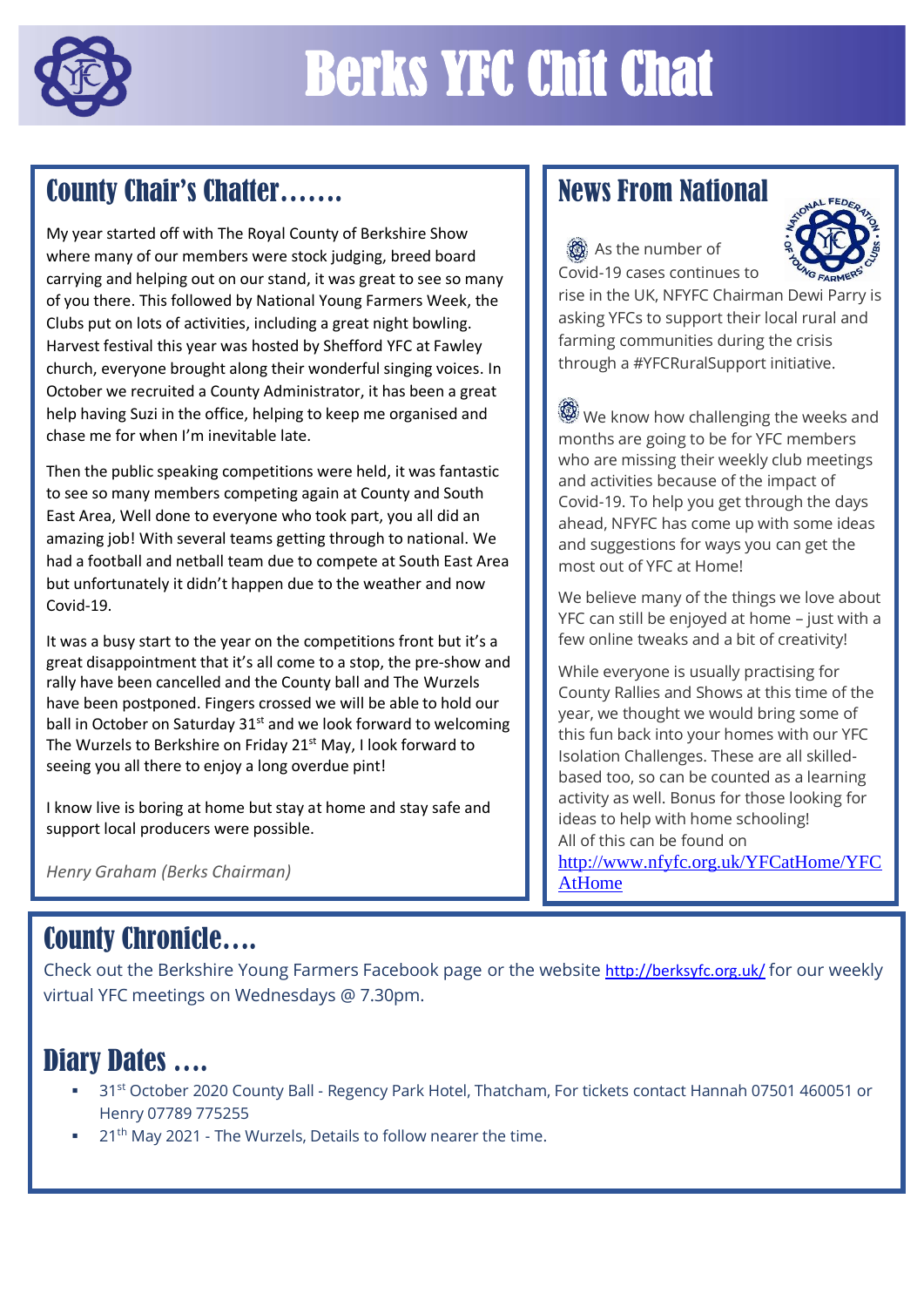# Berks YFC Chit Chat

## County Chair's Chatter.......

My year started off with The Royal County of Berkshire Show where many of our members were stock judging, breed board carrying and helping out on our stand, it was great to see so many of you there. This followed by National Young Farmers Week, the Clubs put on lots of activities, including a great night bowling. Harvest festival this year was hosted by Shefford YFC at Fawley church, everyone brought along their wonderful singing voices. In October we recruited a County Administrator, it has been a great help having Suzi in the office, helping to keep me organised and chase me for when I'm inevitable late.

Then the public speaking competitions were held, it was fantastic to see so many members competing again at County and South East Area, Well done to everyone who took part, you all did an amazing job! With several teams getting through to national. We had a football and netball team due to compete at South East Area but unfortunately it didn't happen due to the weather and now Covid-19.

It was a busy start to the year on the competitions front but it's a great disappointment that it's all come to a stop, the pre-show and rally have been cancelled and the County ball and The Wurzels have been postponed. Fingers crossed we will be able to hold our ball in October on Saturday 31st and we look forward to welcoming The Wurzels to Berkshire on Friday 21st May, I look forward to seeing you all there to enjoy a long overdue pint!

I know live is boring at home but stay at home and stay safe and support local producers were possible.

*Henry Graham (Berks Chairman)*

## News From National

As the number of Covid-19 cases continues to rise in the UK, NFYFC Chairman Dewi Parry is asking YFCs to support their local rural and farming communities during the crisis through a #YFCRuralSupport initiative.

We know how challenging the weeks and months are going to be for YFC members who are missing their weekly club meetings and activities because of the impact of Covid-19. To help you get through the days ahead, NFYFC has come up with some ideas and suggestions for ways you can get the most out of YFC at Home!

We believe many of the things we love about YFC can still be enjoyed at home – just with a few online tweaks and a bit of creativity!

While everyone is usually practising for County Rallies and Shows at this time of the year, we thought we would bring some of this fun back into your homes with our YFC Isolation Challenges. These are all skilled-based too, so can be counted as a learning activity as well. Bonus for those looking for ideas to help with home schooling!
All of this can be found on http://www.nfyfc.org.uk/YFCatHome/YFCAtHome

## County Chronicle....

Check out the Berkshire Young Farmers Facebook page or the website http://berksyfc.org.uk/ for our weekly virtual YFC meetings on Wednesdays @ 7.30pm.

## Diary Dates ....

- 31st October 2020 County Ball - Regency Park Hotel, Thatcham, For tickets contact Hannah 07501 460051 or Henry 07789 775255
- 21th May 2021 - The Wurzels, Details to follow nearer the time.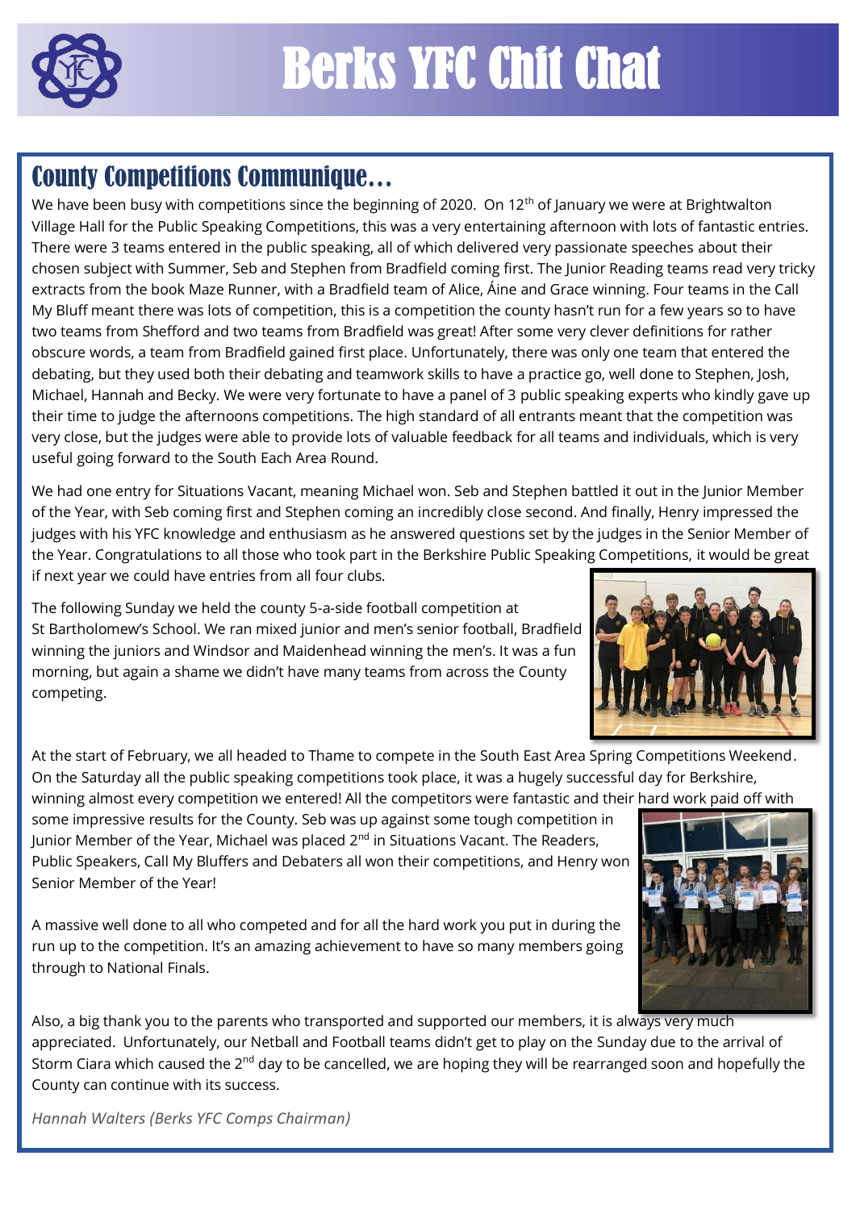# Berks YFC Chit Chat

## County Competitions Communique…

We have been busy with competitions since the beginning of 2020. On 12th of January we were at Brightwalton Village Hall for the Public Speaking Competitions, this was a very entertaining afternoon with lots of fantastic entries. There were 3 teams entered in the public speaking, all of which delivered very passionate speeches about their chosen subject with Summer, Seb and Stephen from Bradfield coming first. The Junior Reading teams read very tricky extracts from the book Maze Runner, with a Bradfield team of Alice, Áine and Grace winning. Four teams in the Call My Bluff meant there was lots of competition, this is a competition the county hasn't run for a few years so to have two teams from Shefford and two teams from Bradfield was great! After some very clever definitions for rather obscure words, a team from Bradfield gained first place. Unfortunately, there was only one team that entered the debating, but they used both their debating and teamwork skills to have a practice go, well done to Stephen, Josh, Michael, Hannah and Becky. We were very fortunate to have a panel of 3 public speaking experts who kindly gave up their time to judge the afternoons competitions. The high standard of all entrants meant that the competition was very close, but the judges were able to provide lots of valuable feedback for all teams and individuals, which is very useful going forward to the South Each Area Round.

We had one entry for Situations Vacant, meaning Michael won. Seb and Stephen battled it out in the Junior Member of the Year, with Seb coming first and Stephen coming an incredibly close second. And finally, Henry impressed the judges with his YFC knowledge and enthusiasm as he answered questions set by the judges in the Senior Member of the Year. Congratulations to all those who took part in the Berkshire Public Speaking Competitions, it would be great if next year we could have entries from all four clubs.

The following Sunday we held the county 5-a-side football competition at St Bartholomew's School. We ran mixed junior and men's senior football, Bradfield winning the juniors and Windsor and Maidenhead winning the men's. It was a fun morning, but again a shame we didn't have many teams from across the County competing.

At the start of February, we all headed to Thame to compete in the South East Area Spring Competitions Weekend. On the Saturday all the public speaking competitions took place, it was a hugely successful day for Berkshire, winning almost every competition we entered! All the competitors were fantastic and their hard work paid off with some impressive results for the County. Seb was up against some tough competition in Junior Member of the Year, Michael was placed 2nd in Situations Vacant. The Readers, Public Speakers, Call My Bluffers and Debaters all won their competitions, and Henry won Senior Member of the Year!

A massive well done to all who competed and for all the hard work you put in during the run up to the competition. It's an amazing achievement to have so many members going through to National Finals.

Also, a big thank you to the parents who transported and supported our members, it is always very much appreciated. Unfortunately, our Netball and Football teams didn't get to play on the Sunday due to the arrival of Storm Ciara which caused the 2nd day to be cancelled, we are hoping they will be rearranged soon and hopefully the County can continue with its success.

*Hannah Walters (Berks YFC Comps Chairman)*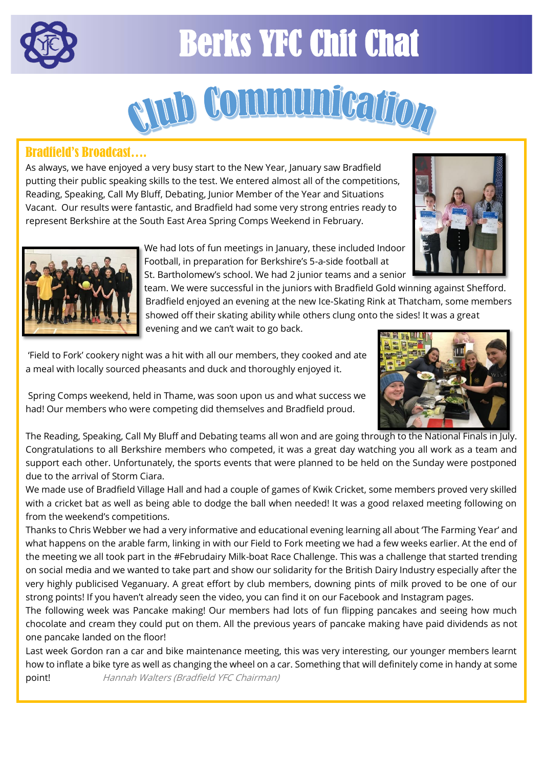# Berks YFC Chit Chat

# Club Communication

## Bradfield's Broadcast….

As always, we have enjoyed a very busy start to the New Year, January saw Bradfield putting their public speaking skills to the test. We entered almost all of the competitions, Reading, Speaking, Call My Bluff, Debating, Junior Member of the Year and Situations Vacant. Our results were fantastic, and Bradfield had some very strong entries ready to represent Berkshire at the South East Area Spring Comps Weekend in February.

We had lots of fun meetings in January, these included Indoor Football, in preparation for Berkshire's 5-a-side football at St. Bartholomew's school. We had 2 junior teams and a senior team. We were successful in the juniors with Bradfield Gold winning against Shefford. Bradfield enjoyed an evening at the new Ice-Skating Rink at Thatcham, some members showed off their skating ability while others clung onto the sides! It was a great evening and we can't wait to go back.

'Field to Fork' cookery night was a hit with all our members, they cooked and ate a meal with locally sourced pheasants and duck and thoroughly enjoyed it.

Spring Comps weekend, held in Thame, was soon upon us and what success we had! Our members who were competing did themselves and Bradfield proud.

The Reading, Speaking, Call My Bluff and Debating teams all won and are going through to the National Finals in July. Congratulations to all Berkshire members who competed, it was a great day watching you all work as a team and support each other. Unfortunately, the sports events that were planned to be held on the Sunday were postponed due to the arrival of Storm Ciara.

We made use of Bradfield Village Hall and had a couple of games of Kwik Cricket, some members proved very skilled with a cricket bat as well as being able to dodge the ball when needed! It was a good relaxed meeting following on from the weekend's competitions.

Thanks to Chris Webber we had a very informative and educational evening learning all about 'The Farming Year' and what happens on the arable farm, linking in with our Field to Fork meeting we had a few weeks earlier. At the end of the meeting we all took part in the #Februdairy Milk-boat Race Challenge. This was a challenge that started trending on social media and we wanted to take part and show our solidarity for the British Dairy Industry especially after the very highly publicised Veganuary. A great effort by club members, downing pints of milk proved to be one of our strong points! If you haven't already seen the video, you can find it on our Facebook and Instagram pages.

The following week was Pancake making! Our members had lots of fun flipping pancakes and seeing how much chocolate and cream they could put on them. All the previous years of pancake making have paid dividends as not one pancake landed on the floor!

Last week Gordon ran a car and bike maintenance meeting, this was very interesting, our younger members learnt how to inflate a bike tyre as well as changing the wheel on a car. Something that will definitely come in handy at some point!

*Hannah Walters (Bradfield YFC Chairman)*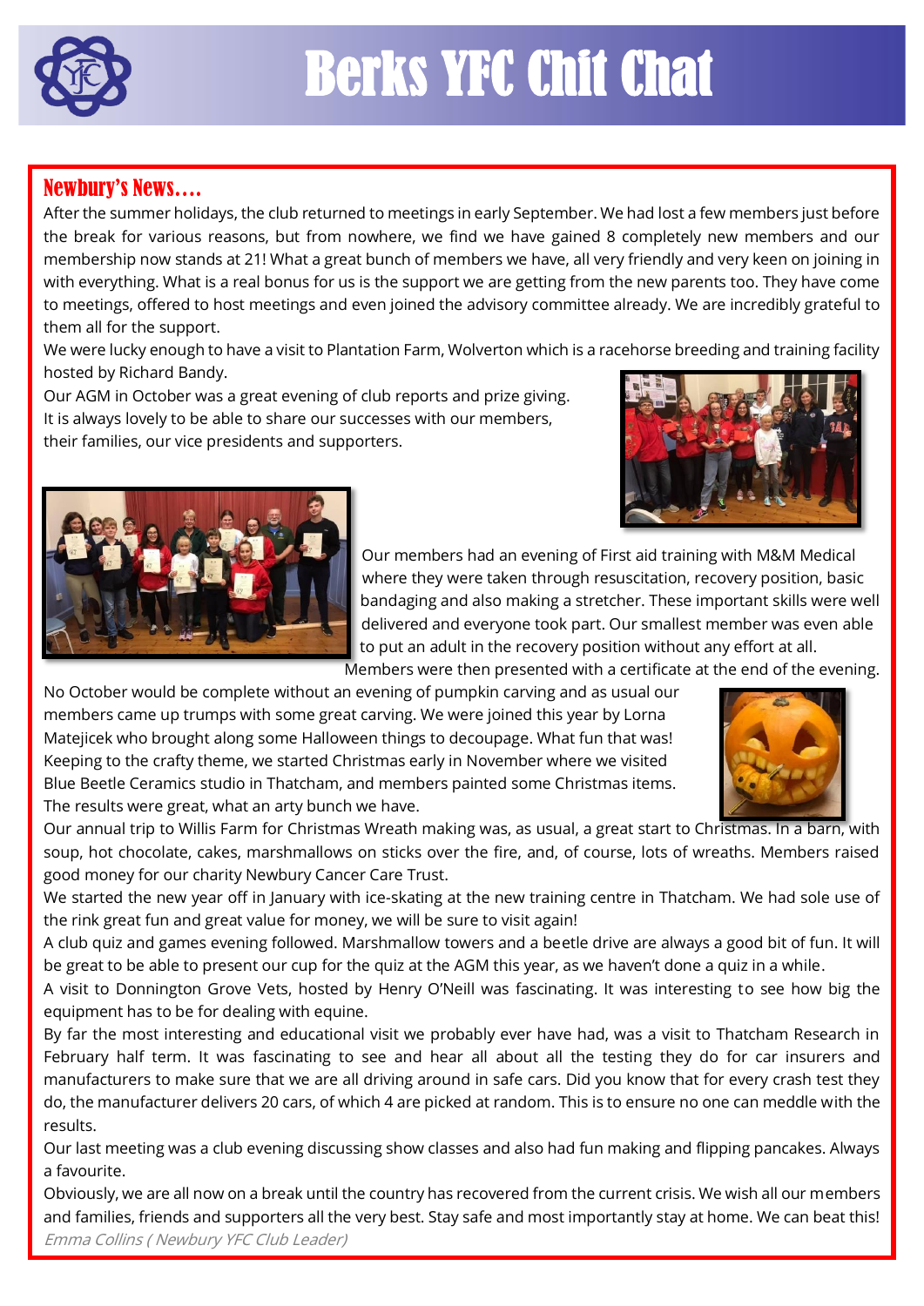# Berks YFC Chit Chat

## Newbury's News....

After the summer holidays, the club returned to meetings in early September. We had lost a few members just before the break for various reasons, but from nowhere, we find we have gained 8 completely new members and our membership now stands at 21! What a great bunch of members we have, all very friendly and very keen on joining in with everything. What is a real bonus for us is the support we are getting from the new parents too. They have come to meetings, offered to host meetings and even joined the advisory committee already. We are incredibly grateful to them all for the support.

We were lucky enough to have a visit to Plantation Farm, Wolverton which is a racehorse breeding and training facility hosted by Richard Bandy.

Our AGM in October was a great evening of club reports and prize giving. It is always lovely to be able to share our successes with our members, their families, our vice presidents and supporters.

Our members had an evening of First aid training with M&M Medical where they were taken through resuscitation, recovery position, basic bandaging and also making a stretcher. These important skills were well delivered and everyone took part. Our smallest member was even able to put an adult in the recovery position without any effort at all. Members were then presented with a certificate at the end of the evening.

No October would be complete without an evening of pumpkin carving and as usual our members came up trumps with some great carving. We were joined this year by Lorna Matejicek who brought along some Halloween things to decoupage. What fun that was! Keeping to the crafty theme, we started Christmas early in November where we visited Blue Beetle Ceramics studio in Thatcham, and members painted some Christmas items. The results were great, what an arty bunch we have.

Our annual trip to Willis Farm for Christmas Wreath making was, as usual, a great start to Christmas. In a barn, with soup, hot chocolate, cakes, marshmallows on sticks over the fire, and, of course, lots of wreaths. Members raised good money for our charity Newbury Cancer Care Trust.

We started the new year off in January with ice-skating at the new training centre in Thatcham. We had sole use of the rink great fun and great value for money, we will be sure to visit again!

A club quiz and games evening followed. Marshmallow towers and a beetle drive are always a good bit of fun. It will be great to be able to present our cup for the quiz at the AGM this year, as we haven't done a quiz in a while.

A visit to Donnington Grove Vets, hosted by Henry O'Neill was fascinating. It was interesting to see how big the equipment has to be for dealing with equine.

By far the most interesting and educational visit we probably ever have had, was a visit to Thatcham Research in February half term. It was fascinating to see and hear all about all the testing they do for car insurers and manufacturers to make sure that we are all driving around in safe cars. Did you know that for every crash test they do, the manufacturer delivers 20 cars, of which 4 are picked at random. This is to ensure no one can meddle with the results.

Our last meeting was a club evening discussing show classes and also had fun making and flipping pancakes. Always a favourite.

Obviously, we are all now on a break until the country has recovered from the current crisis. We wish all our members and families, friends and supporters all the very best. Stay safe and most importantly stay at home. We can beat this!

*Emma Collins ( Newbury YFC Club Leader)*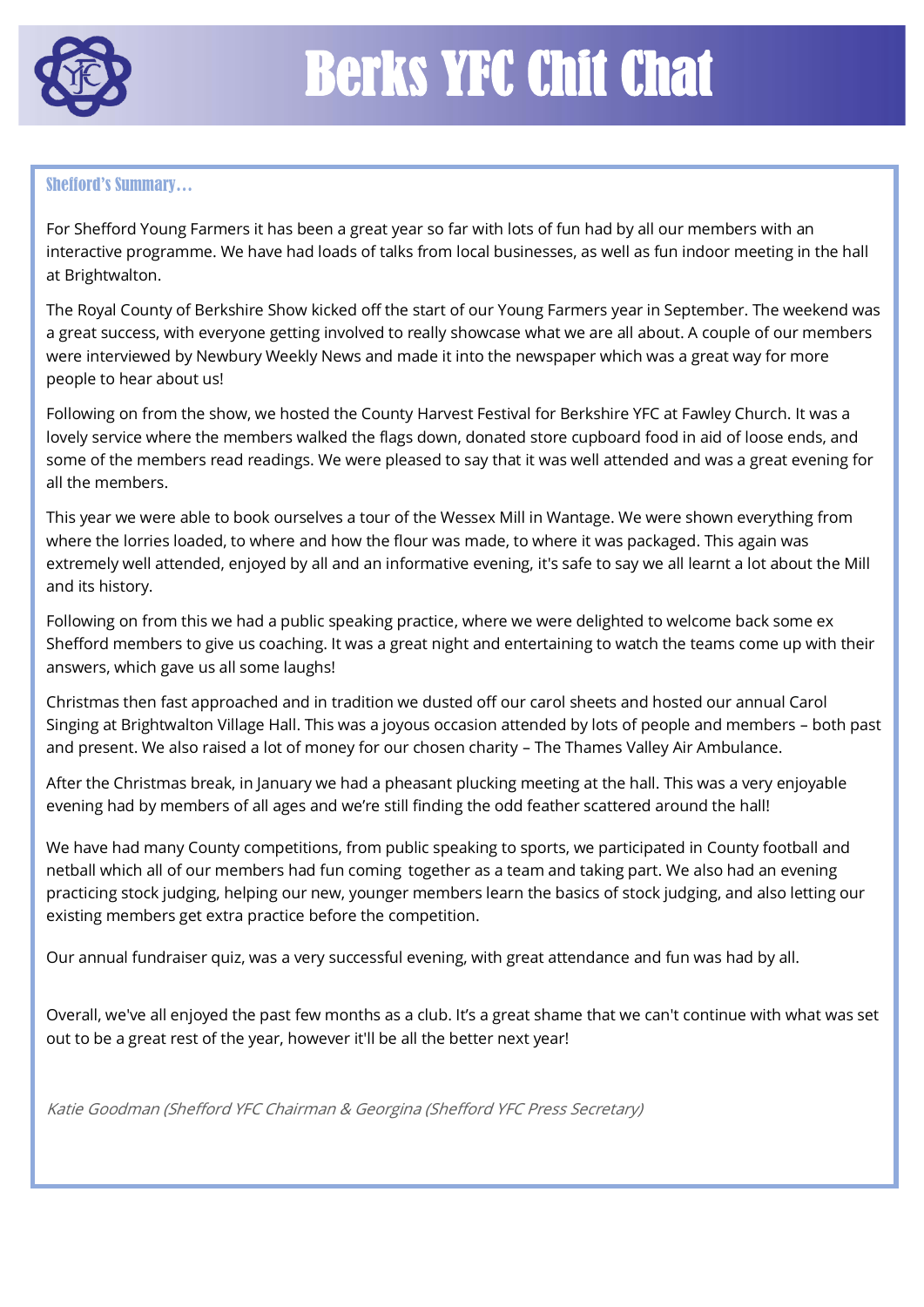# Berks YFC Chit Chat

## Shefford's Summary…

For Shefford Young Farmers it has been a great year so far with lots of fun had by all our members with an interactive programme. We have had loads of talks from local businesses, as well as fun indoor meeting in the hall at Brightwalton.

The Royal County of Berkshire Show kicked off the start of our Young Farmers year in September. The weekend was a great success, with everyone getting involved to really showcase what we are all about. A couple of our members were interviewed by Newbury Weekly News and made it into the newspaper which was a great way for more people to hear about us!

Following on from the show, we hosted the County Harvest Festival for Berkshire YFC at Fawley Church. It was a lovely service where the members walked the flags down, donated store cupboard food in aid of loose ends, and some of the members read readings. We were pleased to say that it was well attended and was a great evening for all the members.

This year we were able to book ourselves a tour of the Wessex Mill in Wantage. We were shown everything from where the lorries loaded, to where and how the flour was made, to where it was packaged. This again was extremely well attended, enjoyed by all and an informative evening, it's safe to say we all learnt a lot about the Mill and its history.

Following on from this we had a public speaking practice, where we were delighted to welcome back some ex Shefford members to give us coaching. It was a great night and entertaining to watch the teams come up with their answers, which gave us all some laughs!

Christmas then fast approached and in tradition we dusted off our carol sheets and hosted our annual Carol Singing at Brightwalton Village Hall. This was a joyous occasion attended by lots of people and members – both past and present. We also raised a lot of money for our chosen charity – The Thames Valley Air Ambulance.

After the Christmas break, in January we had a pheasant plucking meeting at the hall. This was a very enjoyable evening had by members of all ages and we're still finding the odd feather scattered around the hall!

We have had many County competitions, from public speaking to sports, we participated in County football and netball which all of our members had fun coming together as a team and taking part. We also had an evening practicing stock judging, helping our new, younger members learn the basics of stock judging, and also letting our existing members get extra practice before the competition.

Our annual fundraiser quiz, was a very successful evening, with great attendance and fun was had by all.

Overall, we've all enjoyed the past few months as a club. It's a great shame that we can't continue with what was set out to be a great rest of the year, however it'll be all the better next year!

*Katie Goodman (Shefford YFC Chairman & Georgina (Shefford YFC Press Secretary)*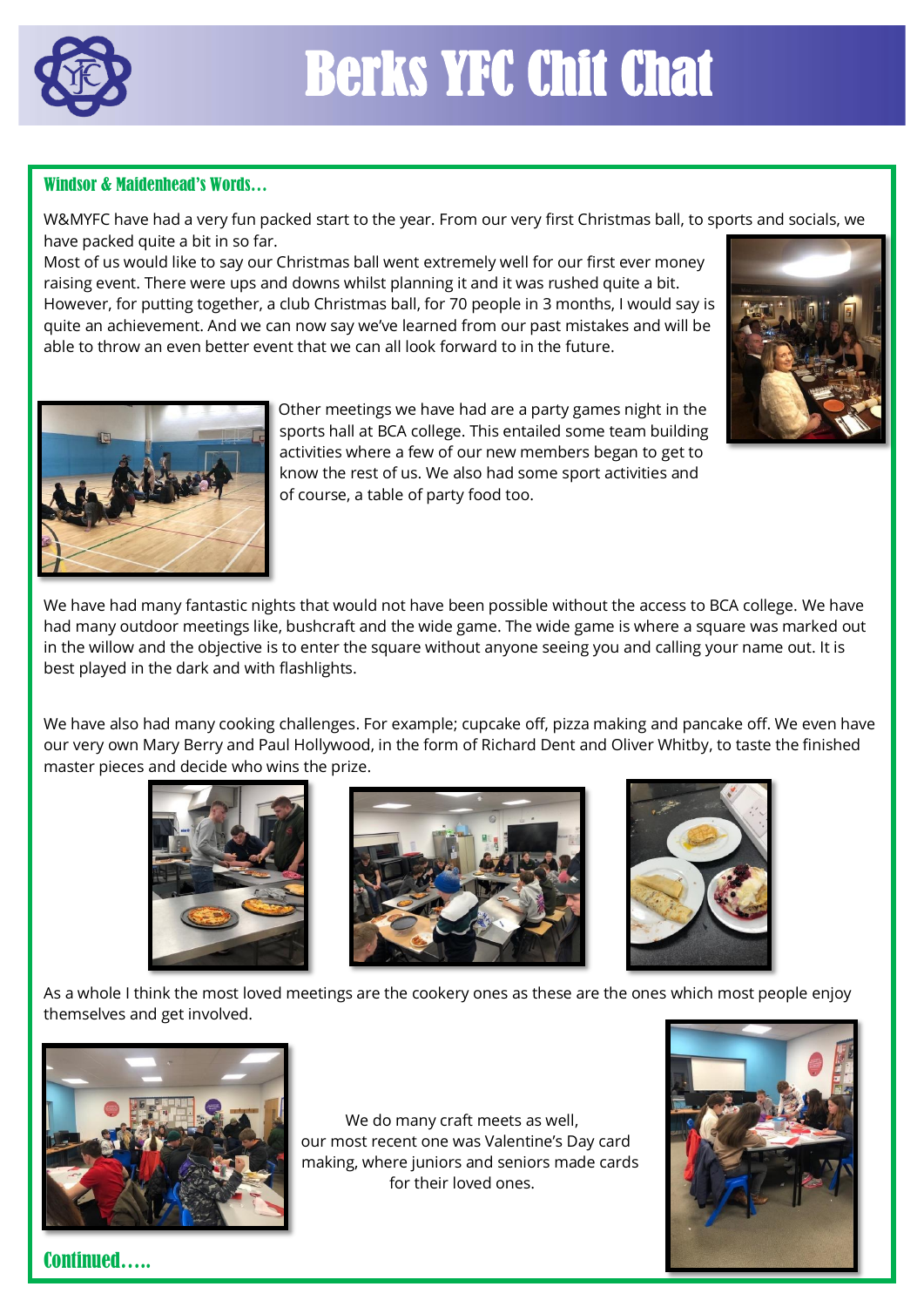# Berks YFC Chit Chat

## Windsor & Maidenhead's Words…

W&MYFC have had a very fun packed start to the year. From our very first Christmas ball, to sports and socials, we have packed quite a bit in so far.

Most of us would like to say our Christmas ball went extremely well for our first ever money raising event. There were ups and downs whilst planning it and it was rushed quite a bit. However, for putting together, a club Christmas ball, for 70 people in 3 months, I would say is quite an achievement. And we can now say we've learned from our past mistakes and will be able to throw an even better event that we can all look forward to in the future.

Other meetings we have had are a party games night in the sports hall at BCA college. This entailed some team building activities where a few of our new members began to get to know the rest of us. We also had some sport activities and of course, a table of party food too.

We have had many fantastic nights that would not have been possible without the access to BCA college. We have had many outdoor meetings like, bushcraft and the wide game. The wide game is where a square was marked out in the willow and the objective is to enter the square without anyone seeing you and calling your name out. It is best played in the dark and with flashlights.

We have also had many cooking challenges. For example; cupcake off, pizza making and pancake off. We even have our very own Mary Berry and Paul Hollywood, in the form of Richard Dent and Oliver Whitby, to taste the finished master pieces and decide who wins the prize.

As a whole I think the most loved meetings are the cookery ones as these are the ones which most people enjoy themselves and get involved.

We do many craft meets as well, our most recent one was Valentine's Day card making, where juniors and seniors made cards for their loved ones.

Continued…..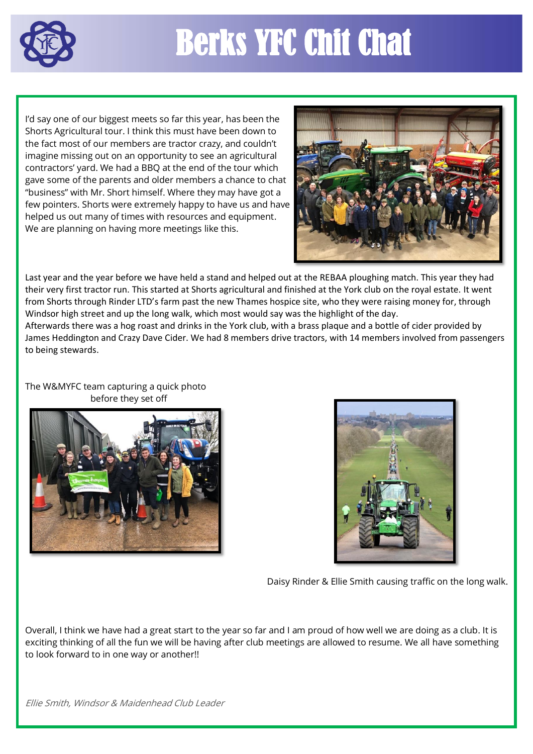# Berks YFC Chit Chat

I'd say one of our biggest meets so far this year, has been the Shorts Agricultural tour. I think this must have been down to the fact most of our members are tractor crazy, and couldn't imagine missing out on an opportunity to see an agricultural contractors' yard. We had a BBQ at the end of the tour which gave some of the parents and older members a chance to chat "business" with Mr. Short himself. Where they may have got a few pointers. Shorts were extremely happy to have us and have helped us out many of times with resources and equipment. We are planning on having more meetings like this.

Last year and the year before we have held a stand and helped out at the REBAA ploughing match. This year they had their very first tractor run. This started at Shorts agricultural and finished at the York club on the royal estate. It went from Shorts through Rinder LTD's farm past the new Thames hospice site, who they were raising money for, through Windsor high street and up the long walk, which most would say was the highlight of the day.
Afterwards there was a hog roast and drinks in the York club, with a brass plaque and a bottle of cider provided by James Heddington and Crazy Dave Cider. We had 8 members drive tractors, with 14 members involved from passengers to being stewards.

The W&MYFC team capturing a quick photo before they set off

Daisy Rinder & Ellie Smith causing traffic on the long walk.

Overall, I think we have had a great start to the year so far and I am proud of how well we are doing as a club. It is exciting thinking of all the fun we will be having after club meetings are allowed to resume. We all have something to look forward to in one way or another!!

*Ellie Smith, Windsor & Maidenhead Club Leader*